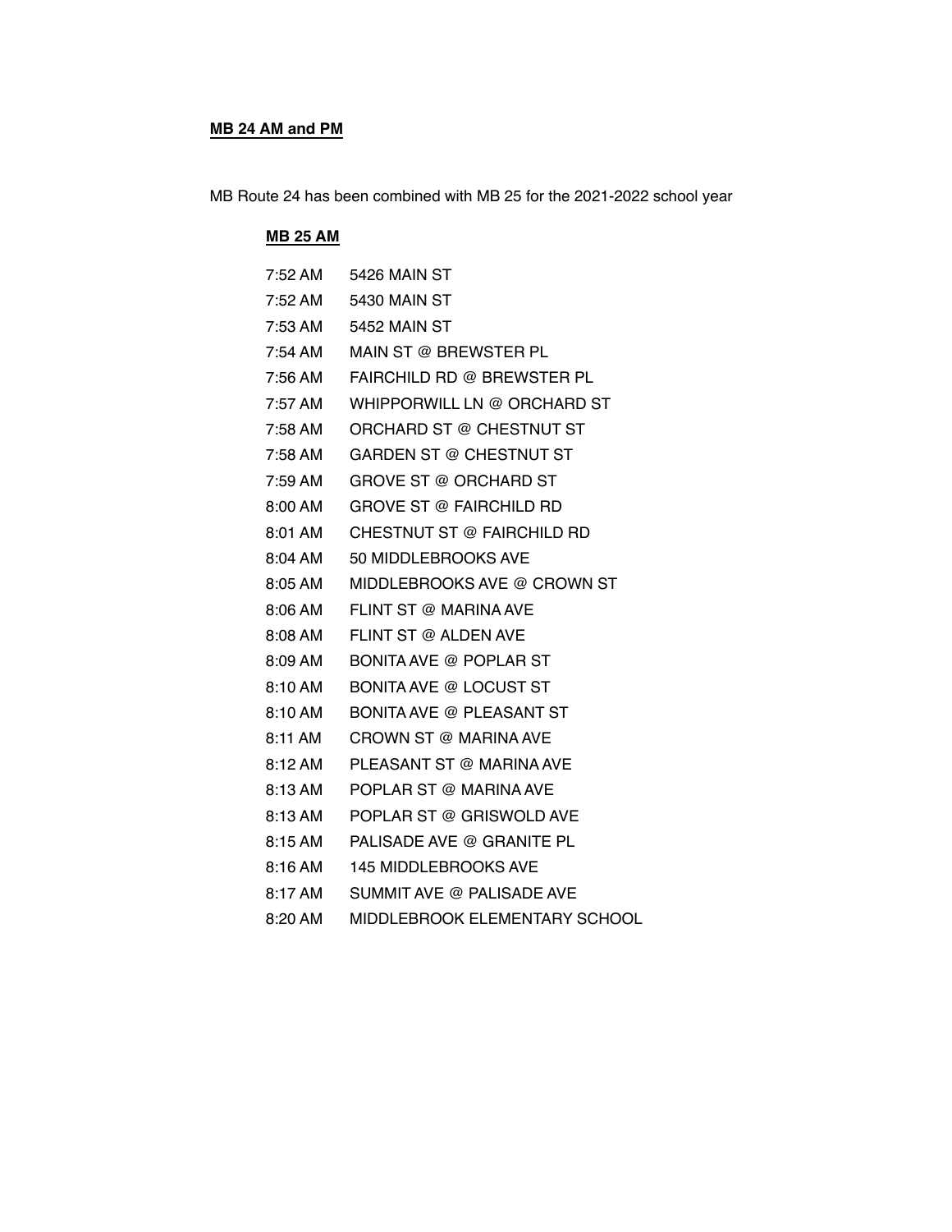**MB 24 AM and PM**

MB Route 24 has been combined with MB 25 for the 2021-2022 school year

**MB 25 AM**

| | |
|---|---|
| 7:52 AM | 5426 MAIN ST |
| 7:52 AM | 5430 MAIN ST |
| 7:53 AM | 5452 MAIN ST |
| 7:54 AM | MAIN ST @ BREWSTER PL |
| 7:56 AM | FAIRCHILD RD @ BREWSTER PL |
| 7:57 AM | WHIPPORWILL LN @ ORCHARD ST |
| 7:58 AM | ORCHARD ST @ CHESTNUT ST |
| 7:58 AM | GARDEN ST @ CHESTNUT ST |
| 7:59 AM | GROVE ST @ ORCHARD ST |
| 8:00 AM | GROVE ST @ FAIRCHILD RD |
| 8:01 AM | CHESTNUT ST @ FAIRCHILD RD |
| 8:04 AM | 50 MIDDLEBROOKS AVE |
| 8:05 AM | MIDDLEBROOKS AVE @ CROWN ST |
| 8:06 AM | FLINT ST @ MARINA AVE |
| 8:08 AM | FLINT ST @ ALDEN AVE |
| 8:09 AM | BONITA AVE @ POPLAR ST |
| 8:10 AM | BONITA AVE @ LOCUST ST |
| 8:10 AM | BONITA AVE @ PLEASANT ST |
| 8:11 AM | CROWN ST @ MARINA AVE |
| 8:12 AM | PLEASANT ST @ MARINA AVE |
| 8:13 AM | POPLAR ST @ MARINA AVE |
| 8:13 AM | POPLAR ST @ GRISWOLD AVE |
| 8:15 AM | PALISADE AVE @ GRANITE PL |
| 8:16 AM | 145 MIDDLEBROOKS AVE |
| 8:17 AM | SUMMIT AVE @ PALISADE AVE |
| 8:20 AM | MIDDLEBROOK ELEMENTARY SCHOOL |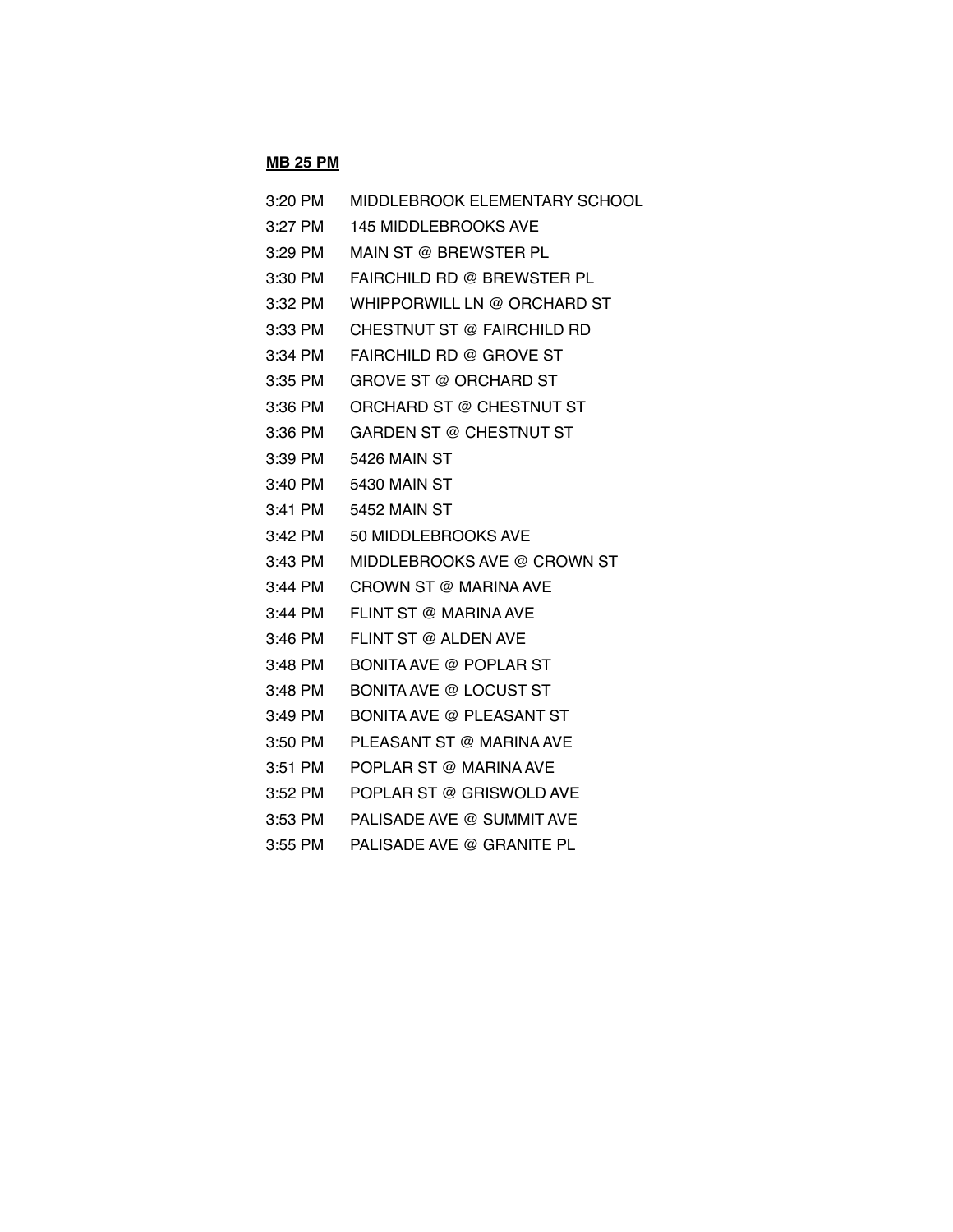**MB 25 PM**

| | |
|---|---|
| 3:20 PM | MIDDLEBROOK ELEMENTARY SCHOOL |
| 3:27 PM | 145 MIDDLEBROOKS AVE |
| 3:29 PM | MAIN ST @ BREWSTER PL |
| 3:30 PM | FAIRCHILD RD @ BREWSTER PL |
| 3:32 PM | WHIPPORWILL LN @ ORCHARD ST |
| 3:33 PM | CHESTNUT ST @ FAIRCHILD RD |
| 3:34 PM | FAIRCHILD RD @ GROVE ST |
| 3:35 PM | GROVE ST @ ORCHARD ST |
| 3:36 PM | ORCHARD ST @ CHESTNUT ST |
| 3:36 PM | GARDEN ST @ CHESTNUT ST |
| 3:39 PM | 5426 MAIN ST |
| 3:40 PM | 5430 MAIN ST |
| 3:41 PM | 5452 MAIN ST |
| 3:42 PM | 50 MIDDLEBROOKS AVE |
| 3:43 PM | MIDDLEBROOKS AVE @ CROWN ST |
| 3:44 PM | CROWN ST @ MARINA AVE |
| 3:44 PM | FLINT ST @ MARINA AVE |
| 3:46 PM | FLINT ST @ ALDEN AVE |
| 3:48 PM | BONITA AVE @ POPLAR ST |
| 3:48 PM | BONITA AVE @ LOCUST ST |
| 3:49 PM | BONITA AVE @ PLEASANT ST |
| 3:50 PM | PLEASANT ST @ MARINA AVE |
| 3:51 PM | POPLAR ST @ MARINA AVE |
| 3:52 PM | POPLAR ST @ GRISWOLD AVE |
| 3:53 PM | PALISADE AVE @ SUMMIT AVE |
| 3:55 PM | PALISADE AVE @ GRANITE PL |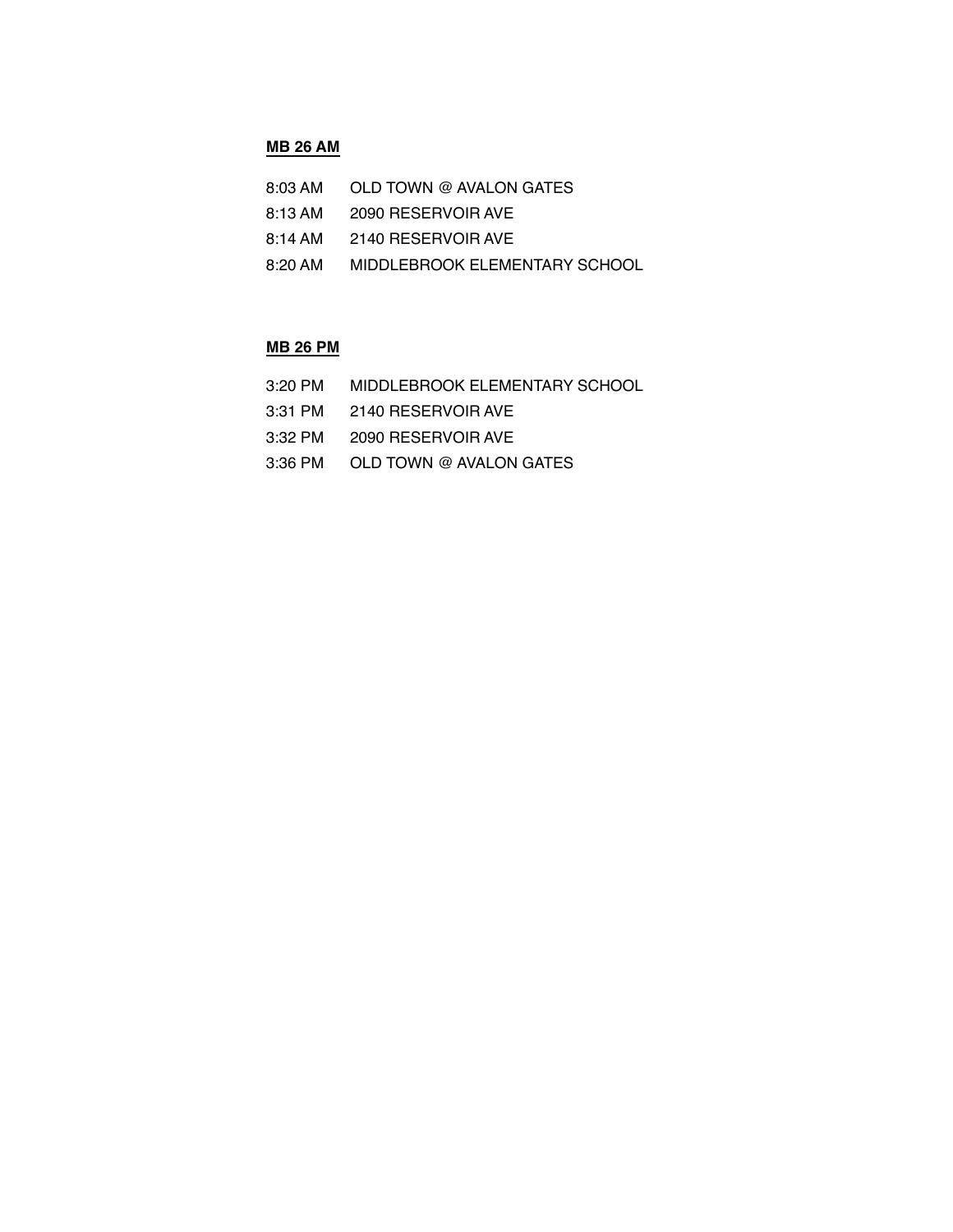**MB 26 AM**

8:03 AM OLD TOWN @ AVALON GATES
8:13 AM 2090 RESERVOIR AVE
8:14 AM 2140 RESERVOIR AVE
8:20 AM MIDDLEBROOK ELEMENTARY SCHOOL

**MB 26 PM**

3:20 PM MIDDLEBROOK ELEMENTARY SCHOOL
3:31 PM 2140 RESERVOIR AVE
3:32 PM 2090 RESERVOIR AVE
3:36 PM OLD TOWN @ AVALON GATES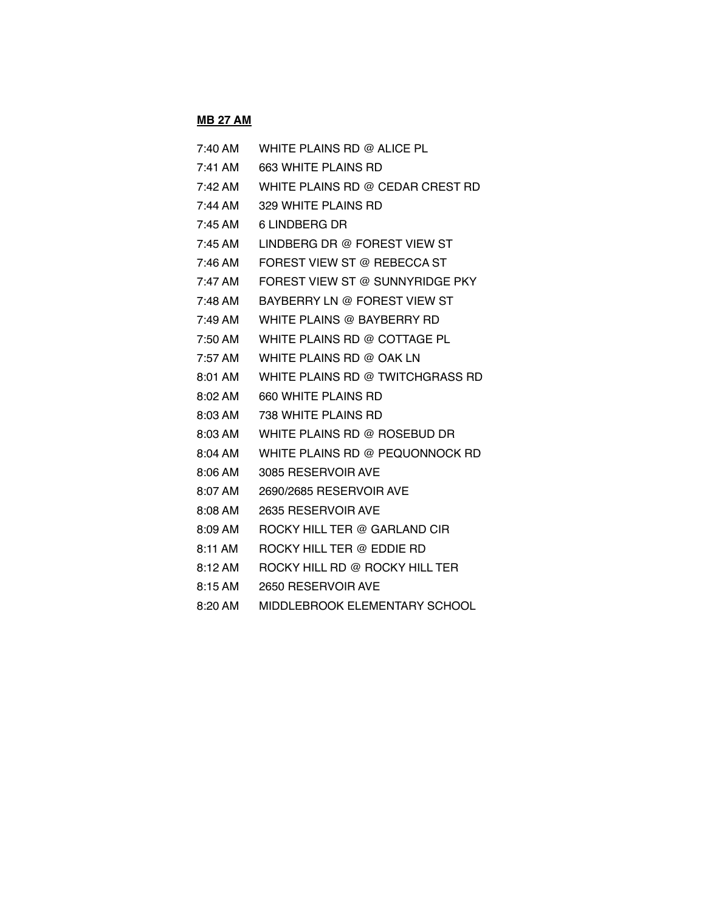**MB 27 AM**

| | |
|---|---|
| 7:40 AM | WHITE PLAINS RD @ ALICE PL |
| 7:41 AM | 663 WHITE PLAINS RD |
| 7:42 AM | WHITE PLAINS RD @ CEDAR CREST RD |
| 7:44 AM | 329 WHITE PLAINS RD |
| 7:45 AM | 6 LINDBERG DR |
| 7:45 AM | LINDBERG DR @ FOREST VIEW ST |
| 7:46 AM | FOREST VIEW ST @ REBECCA ST |
| 7:47 AM | FOREST VIEW ST @ SUNNYRIDGE PKY |
| 7:48 AM | BAYBERRY LN @ FOREST VIEW ST |
| 7:49 AM | WHITE PLAINS @ BAYBERRY RD |
| 7:50 AM | WHITE PLAINS RD @ COTTAGE PL |
| 7:57 AM | WHITE PLAINS RD @ OAK LN |
| 8:01 AM | WHITE PLAINS RD @ TWITCHGRASS RD |
| 8:02 AM | 660 WHITE PLAINS RD |
| 8:03 AM | 738 WHITE PLAINS RD |
| 8:03 AM | WHITE PLAINS RD @ ROSEBUD DR |
| 8:04 AM | WHITE PLAINS RD @ PEQUONNOCK RD |
| 8:06 AM | 3085 RESERVOIR AVE |
| 8:07 AM | 2690/2685 RESERVOIR AVE |
| 8:08 AM | 2635 RESERVOIR AVE |
| 8:09 AM | ROCKY HILL TER @ GARLAND CIR |
| 8:11 AM | ROCKY HILL TER @ EDDIE RD |
| 8:12 AM | ROCKY HILL RD @ ROCKY HILL TER |
| 8:15 AM | 2650 RESERVOIR AVE |
| 8:20 AM | MIDDLEBROOK ELEMENTARY SCHOOL |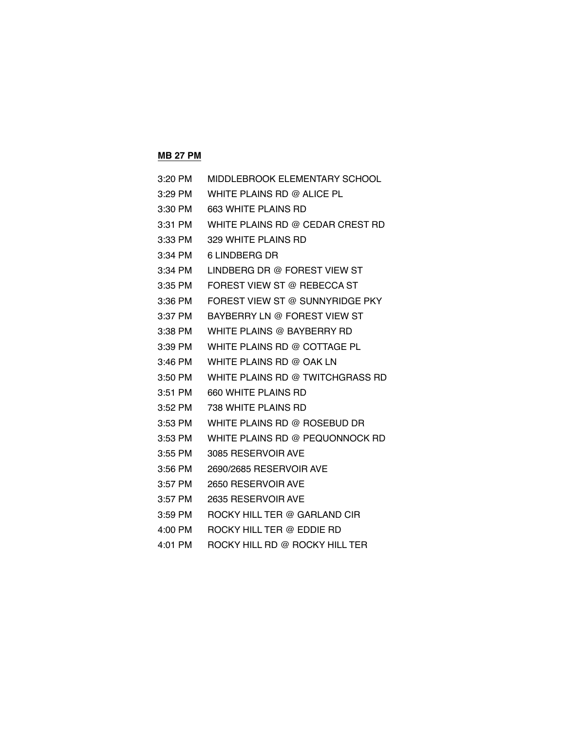**MB 27 PM**

| | |
|---|---|
| 3:20 PM | MIDDLEBROOK ELEMENTARY SCHOOL |
| 3:29 PM | WHITE PLAINS RD @ ALICE PL |
| 3:30 PM | 663 WHITE PLAINS RD |
| 3:31 PM | WHITE PLAINS RD @ CEDAR CREST RD |
| 3:33 PM | 329 WHITE PLAINS RD |
| 3:34 PM | 6 LINDBERG DR |
| 3:34 PM | LINDBERG DR @ FOREST VIEW ST |
| 3:35 PM | FOREST VIEW ST @ REBECCA ST |
| 3:36 PM | FOREST VIEW ST @ SUNNYRIDGE PKY |
| 3:37 PM | BAYBERRY LN @ FOREST VIEW ST |
| 3:38 PM | WHITE PLAINS @ BAYBERRY RD |
| 3:39 PM | WHITE PLAINS RD @ COTTAGE PL |
| 3:46 PM | WHITE PLAINS RD @ OAK LN |
| 3:50 PM | WHITE PLAINS RD @ TWITCHGRASS RD |
| 3:51 PM | 660 WHITE PLAINS RD |
| 3:52 PM | 738 WHITE PLAINS RD |
| 3:53 PM | WHITE PLAINS RD @ ROSEBUD DR |
| 3:53 PM | WHITE PLAINS RD @ PEQUONNOCK RD |
| 3:55 PM | 3085 RESERVOIR AVE |
| 3:56 PM | 2690/2685 RESERVOIR AVE |
| 3:57 PM | 2650 RESERVOIR AVE |
| 3:57 PM | 2635 RESERVOIR AVE |
| 3:59 PM | ROCKY HILL TER @ GARLAND CIR |
| 4:00 PM | ROCKY HILL TER @ EDDIE RD |
| 4:01 PM | ROCKY HILL RD @ ROCKY HILL TER |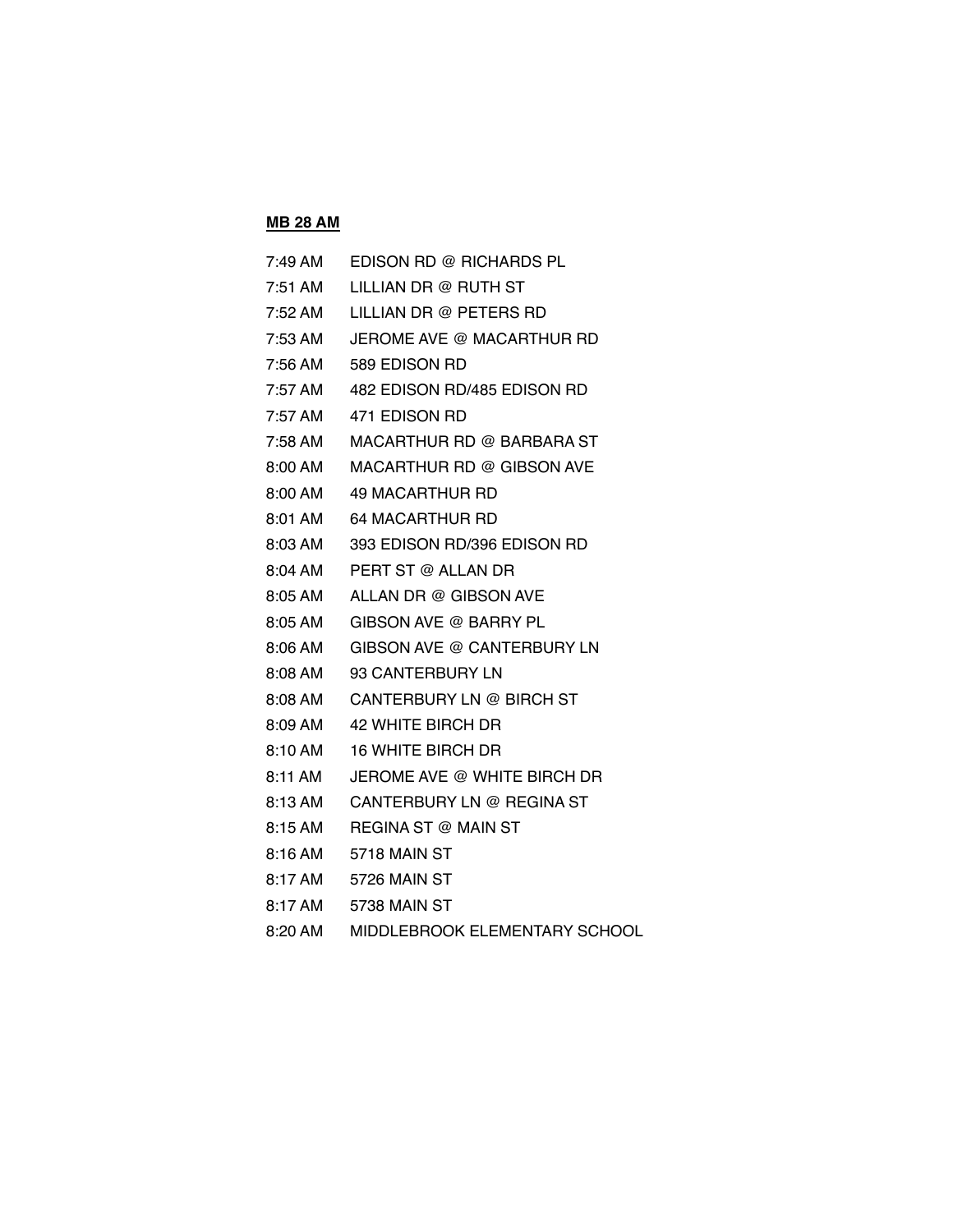**MB 28 AM**

| | |
|---|---|
| 7:49 AM | EDISON RD @ RICHARDS PL |
| 7:51 AM | LILLIAN DR @ RUTH ST |
| 7:52 AM | LILLIAN DR @ PETERS RD |
| 7:53 AM | JEROME AVE @ MACARTHUR RD |
| 7:56 AM | 589 EDISON RD |
| 7:57 AM | 482 EDISON RD/485 EDISON RD |
| 7:57 AM | 471 EDISON RD |
| 7:58 AM | MACARTHUR RD @ BARBARA ST |
| 8:00 AM | MACARTHUR RD @ GIBSON AVE |
| 8:00 AM | 49 MACARTHUR RD |
| 8:01 AM | 64 MACARTHUR RD |
| 8:03 AM | 393 EDISON RD/396 EDISON RD |
| 8:04 AM | PERT ST @ ALLAN DR |
| 8:05 AM | ALLAN DR @ GIBSON AVE |
| 8:05 AM | GIBSON AVE @ BARRY PL |
| 8:06 AM | GIBSON AVE @ CANTERBURY LN |
| 8:08 AM | 93 CANTERBURY LN |
| 8:08 AM | CANTERBURY LN @ BIRCH ST |
| 8:09 AM | 42 WHITE BIRCH DR |
| 8:10 AM | 16 WHITE BIRCH DR |
| 8:11 AM | JEROME AVE @ WHITE BIRCH DR |
| 8:13 AM | CANTERBURY LN @ REGINA ST |
| 8:15 AM | REGINA ST @ MAIN ST |
| 8:16 AM | 5718 MAIN ST |
| 8:17 AM | 5726 MAIN ST |
| 8:17 AM | 5738 MAIN ST |
| 8:20 AM | MIDDLEBROOK ELEMENTARY SCHOOL |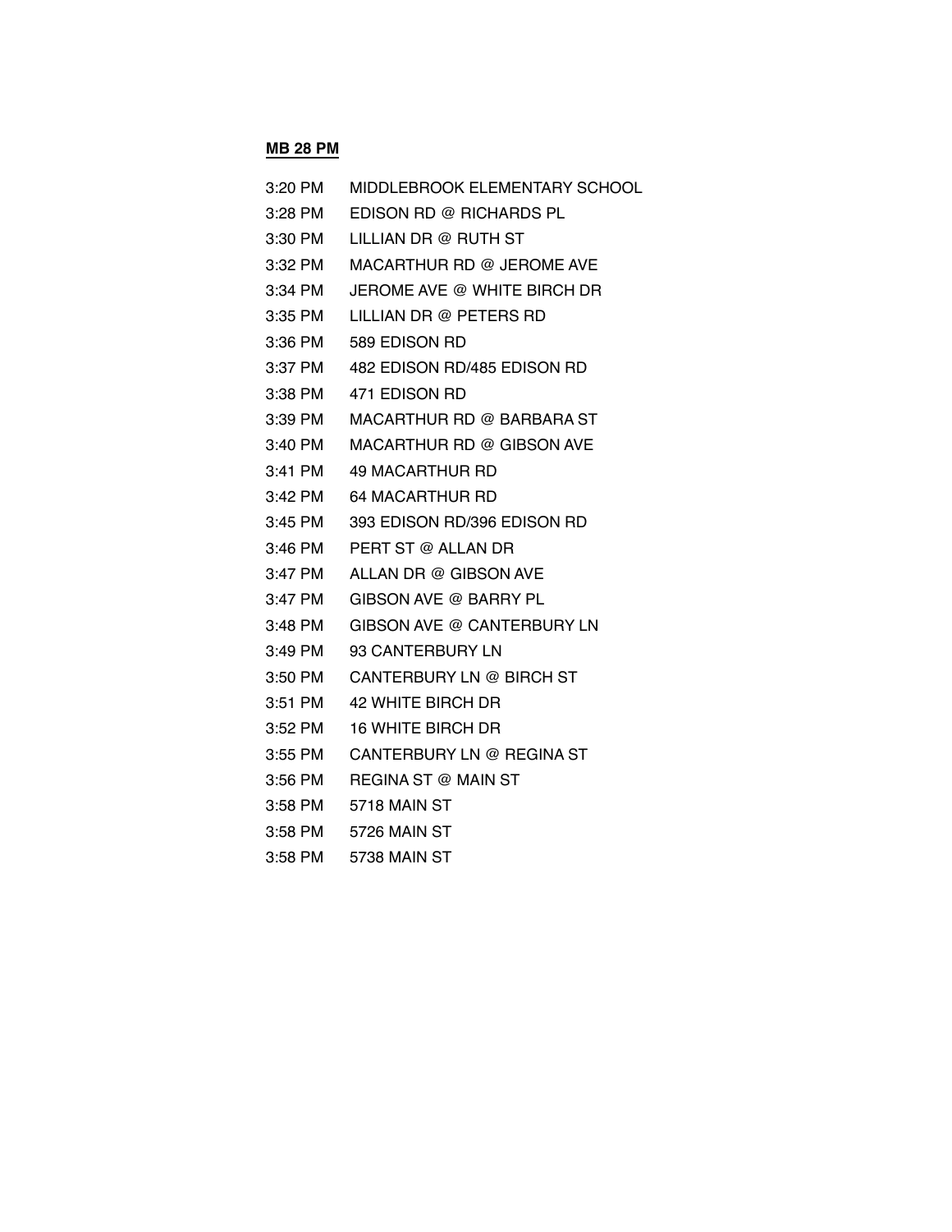**MB 28 PM**

| | |
|---|---|
| 3:20 PM | MIDDLEBROOK ELEMENTARY SCHOOL |
| 3:28 PM | EDISON RD @ RICHARDS PL |
| 3:30 PM | LILLIAN DR @ RUTH ST |
| 3:32 PM | MACARTHUR RD @ JEROME AVE |
| 3:34 PM | JEROME AVE @ WHITE BIRCH DR |
| 3:35 PM | LILLIAN DR @ PETERS RD |
| 3:36 PM | 589 EDISON RD |
| 3:37 PM | 482 EDISON RD/485 EDISON RD |
| 3:38 PM | 471 EDISON RD |
| 3:39 PM | MACARTHUR RD @ BARBARA ST |
| 3:40 PM | MACARTHUR RD @ GIBSON AVE |
| 3:41 PM | 49 MACARTHUR RD |
| 3:42 PM | 64 MACARTHUR RD |
| 3:45 PM | 393 EDISON RD/396 EDISON RD |
| 3:46 PM | PERT ST @ ALLAN DR |
| 3:47 PM | ALLAN DR @ GIBSON AVE |
| 3:47 PM | GIBSON AVE @ BARRY PL |
| 3:48 PM | GIBSON AVE @ CANTERBURY LN |
| 3:49 PM | 93 CANTERBURY LN |
| 3:50 PM | CANTERBURY LN @ BIRCH ST |
| 3:51 PM | 42 WHITE BIRCH DR |
| 3:52 PM | 16 WHITE BIRCH DR |
| 3:55 PM | CANTERBURY LN @ REGINA ST |
| 3:56 PM | REGINA ST @ MAIN ST |
| 3:58 PM | 5718 MAIN ST |
| 3:58 PM | 5726 MAIN ST |
| 3:58 PM | 5738 MAIN ST |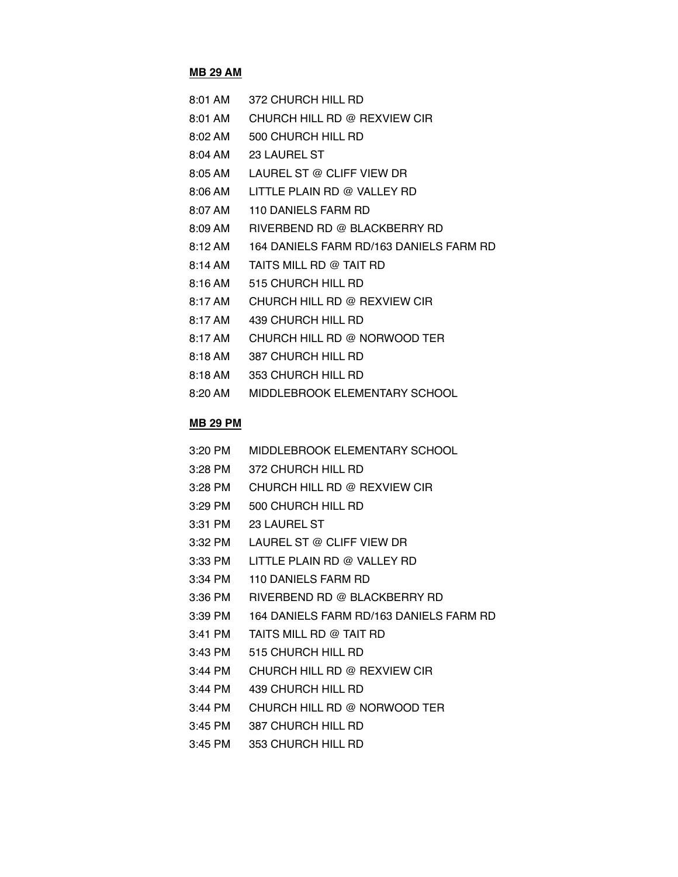**MB 29 AM**

8:01 AM 372 CHURCH HILL RD
8:01 AM CHURCH HILL RD @ REXVIEW CIR
8:02 AM 500 CHURCH HILL RD
8:04 AM 23 LAUREL ST
8:05 AM LAUREL ST @ CLIFF VIEW DR
8:06 AM LITTLE PLAIN RD @ VALLEY RD
8:07 AM 110 DANIELS FARM RD
8:09 AM RIVERBEND RD @ BLACKBERRY RD
8:12 AM 164 DANIELS FARM RD/163 DANIELS FARM RD
8:14 AM TAITS MILL RD @ TAIT RD
8:16 AM 515 CHURCH HILL RD
8:17 AM CHURCH HILL RD @ REXVIEW CIR
8:17 AM 439 CHURCH HILL RD
8:17 AM CHURCH HILL RD @ NORWOOD TER
8:18 AM 387 CHURCH HILL RD
8:18 AM 353 CHURCH HILL RD
8:20 AM MIDDLEBROOK ELEMENTARY SCHOOL

**MB 29 PM**

3:20 PM MIDDLEBROOK ELEMENTARY SCHOOL
3:28 PM 372 CHURCH HILL RD
3:28 PM CHURCH HILL RD @ REXVIEW CIR
3:29 PM 500 CHURCH HILL RD
3:31 PM 23 LAUREL ST
3:32 PM LAUREL ST @ CLIFF VIEW DR
3:33 PM LITTLE PLAIN RD @ VALLEY RD
3:34 PM 110 DANIELS FARM RD
3:36 PM RIVERBEND RD @ BLACKBERRY RD
3:39 PM 164 DANIELS FARM RD/163 DANIELS FARM RD
3:41 PM TAITS MILL RD @ TAIT RD
3:43 PM 515 CHURCH HILL RD
3:44 PM CHURCH HILL RD @ REXVIEW CIR
3:44 PM 439 CHURCH HILL RD
3:44 PM CHURCH HILL RD @ NORWOOD TER
3:45 PM 387 CHURCH HILL RD
3:45 PM 353 CHURCH HILL RD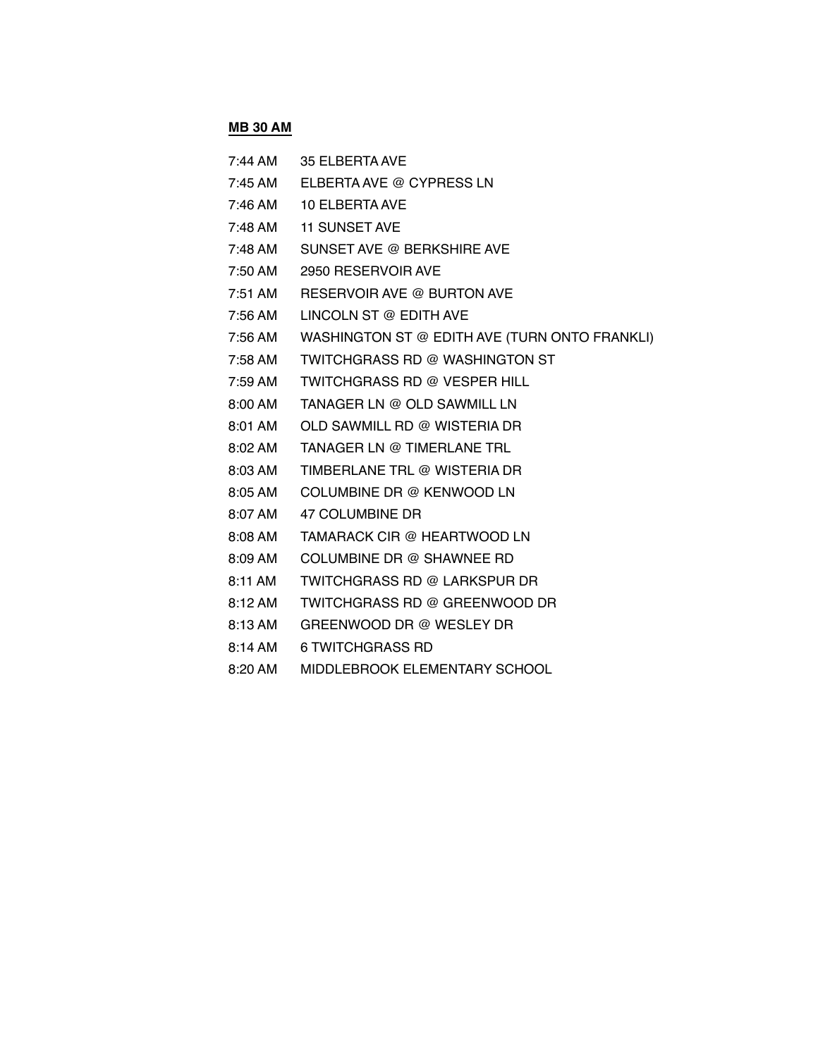**MB 30 AM**

| | |
|---|---|
| 7:44 AM | 35 ELBERTA AVE |
| 7:45 AM | ELBERTA AVE @ CYPRESS LN |
| 7:46 AM | 10 ELBERTA AVE |
| 7:48 AM | 11 SUNSET AVE |
| 7:48 AM | SUNSET AVE @ BERKSHIRE AVE |
| 7:50 AM | 2950 RESERVOIR AVE |
| 7:51 AM | RESERVOIR AVE @ BURTON AVE |
| 7:56 AM | LINCOLN ST @ EDITH AVE |
| 7:56 AM | WASHINGTON ST @ EDITH AVE (TURN ONTO FRANKLI) |
| 7:58 AM | TWITCHGRASS RD @ WASHINGTON ST |
| 7:59 AM | TWITCHGRASS RD @ VESPER HILL |
| 8:00 AM | TANAGER LN @ OLD SAWMILL LN |
| 8:01 AM | OLD SAWMILL RD @ WISTERIA DR |
| 8:02 AM | TANAGER LN @ TIMERLANE TRL |
| 8:03 AM | TIMBERLANE TRL @ WISTERIA DR |
| 8:05 AM | COLUMBINE DR @ KENWOOD LN |
| 8:07 AM | 47 COLUMBINE DR |
| 8:08 AM | TAMARACK CIR @ HEARTWOOD LN |
| 8:09 AM | COLUMBINE DR @ SHAWNEE RD |
| 8:11 AM | TWITCHGRASS RD @ LARKSPUR DR |
| 8:12 AM | TWITCHGRASS RD @ GREENWOOD DR |
| 8:13 AM | GREENWOOD DR @ WESLEY DR |
| 8:14 AM | 6 TWITCHGRASS RD |
| 8:20 AM | MIDDLEBROOK ELEMENTARY SCHOOL |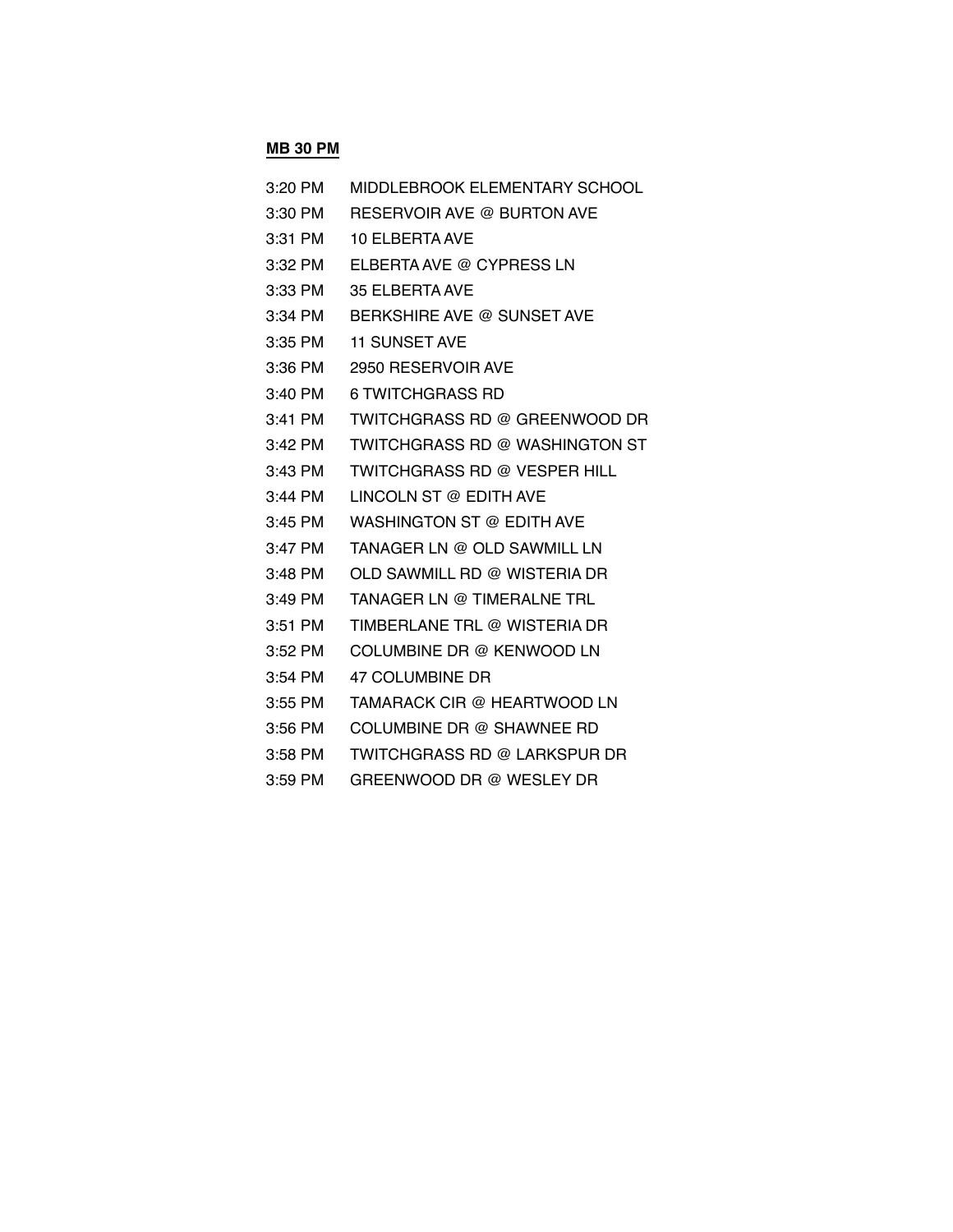**MB 30 PM**

| | |
|---|---|
| 3:20 PM | MIDDLEBROOK ELEMENTARY SCHOOL |
| 3:30 PM | RESERVOIR AVE @ BURTON AVE |
| 3:31 PM | 10 ELBERTA AVE |
| 3:32 PM | ELBERTA AVE @ CYPRESS LN |
| 3:33 PM | 35 ELBERTA AVE |
| 3:34 PM | BERKSHIRE AVE @ SUNSET AVE |
| 3:35 PM | 11 SUNSET AVE |
| 3:36 PM | 2950 RESERVOIR AVE |
| 3:40 PM | 6 TWITCHGRASS RD |
| 3:41 PM | TWITCHGRASS RD @ GREENWOOD DR |
| 3:42 PM | TWITCHGRASS RD @ WASHINGTON ST |
| 3:43 PM | TWITCHGRASS RD @ VESPER HILL |
| 3:44 PM | LINCOLN ST @ EDITH AVE |
| 3:45 PM | WASHINGTON ST @ EDITH AVE |
| 3:47 PM | TANAGER LN @ OLD SAWMILL LN |
| 3:48 PM | OLD SAWMILL RD @ WISTERIA DR |
| 3:49 PM | TANAGER LN @ TIMERALNE TRL |
| 3:51 PM | TIMBERLANE TRL @ WISTERIA DR |
| 3:52 PM | COLUMBINE DR @ KENWOOD LN |
| 3:54 PM | 47 COLUMBINE DR |
| 3:55 PM | TAMARACK CIR @ HEARTWOOD LN |
| 3:56 PM | COLUMBINE DR @ SHAWNEE RD |
| 3:58 PM | TWITCHGRASS RD @ LARKSPUR DR |
| 3:59 PM | GREENWOOD DR @ WESLEY DR |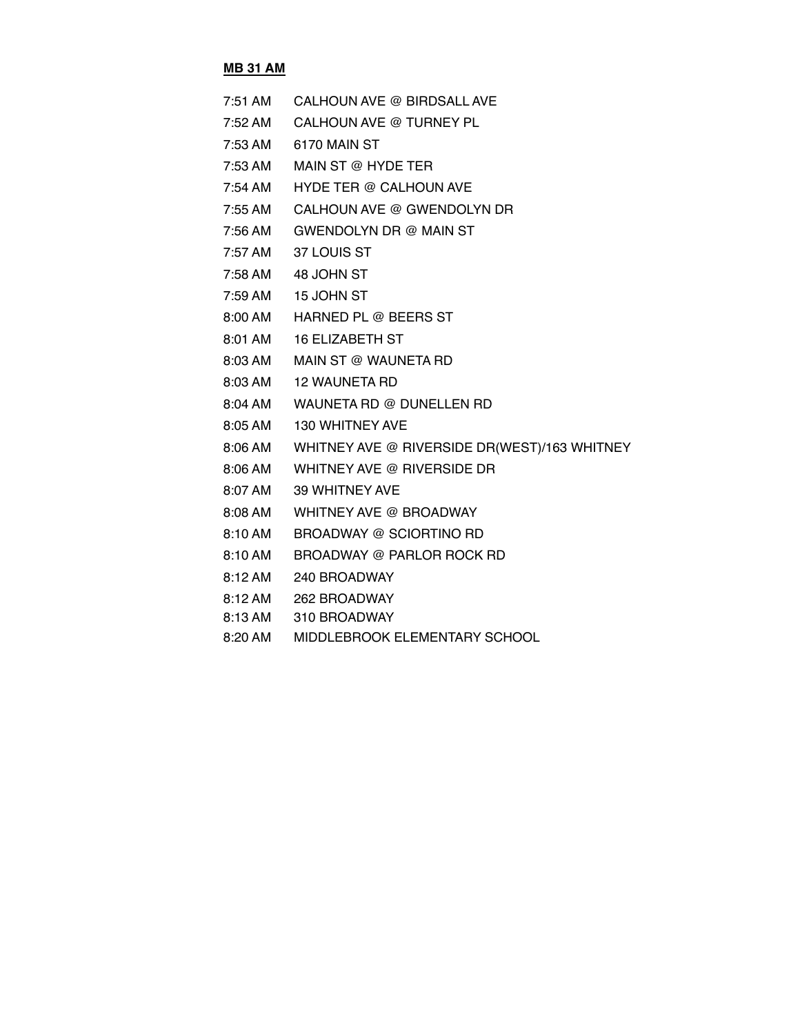**MB 31 AM**

| | |
|---|---|
| 7:51 AM | CALHOUN AVE @ BIRDSALL AVE |
| 7:52 AM | CALHOUN AVE @ TURNEY PL |
| 7:53 AM | 6170 MAIN ST |
| 7:53 AM | MAIN ST @ HYDE TER |
| 7:54 AM | HYDE TER @ CALHOUN AVE |
| 7:55 AM | CALHOUN AVE @ GWENDOLYN DR |
| 7:56 AM | GWENDOLYN DR @ MAIN ST |
| 7:57 AM | 37 LOUIS ST |
| 7:58 AM | 48 JOHN ST |
| 7:59 AM | 15 JOHN ST |
| 8:00 AM | HARNED PL @ BEERS ST |
| 8:01 AM | 16 ELIZABETH ST |
| 8:03 AM | MAIN ST @ WAUNETA RD |
| 8:03 AM | 12 WAUNETA RD |
| 8:04 AM | WAUNETA RD @ DUNELLEN RD |
| 8:05 AM | 130 WHITNEY AVE |
| 8:06 AM | WHITNEY AVE @ RIVERSIDE DR(WEST)/163 WHITNEY |
| 8:06 AM | WHITNEY AVE @ RIVERSIDE DR |
| 8:07 AM | 39 WHITNEY AVE |
| 8:08 AM | WHITNEY AVE @ BROADWAY |
| 8:10 AM | BROADWAY @ SCIORTINO RD |
| 8:10 AM | BROADWAY @ PARLOR ROCK RD |
| 8:12 AM | 240 BROADWAY |
| 8:12 AM | 262 BROADWAY |
| 8:13 AM | 310 BROADWAY |
| 8:20 AM | MIDDLEBROOK ELEMENTARY SCHOOL |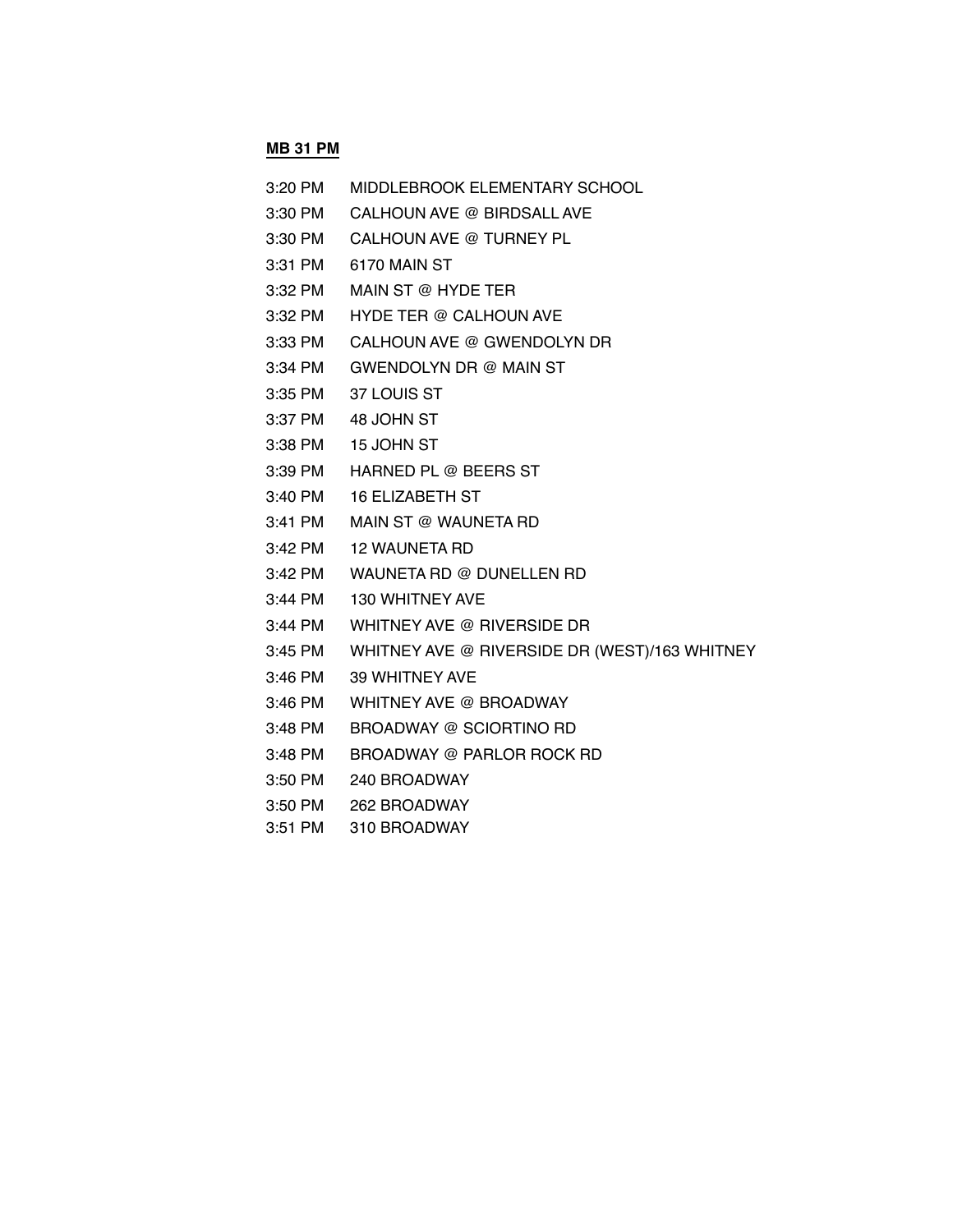**MB 31 PM**

| | |
|---|---|
| 3:20 PM | MIDDLEBROOK ELEMENTARY SCHOOL |
| 3:30 PM | CALHOUN AVE @ BIRDSALL AVE |
| 3:30 PM | CALHOUN AVE @ TURNEY PL |
| 3:31 PM | 6170 MAIN ST |
| 3:32 PM | MAIN ST @ HYDE TER |
| 3:32 PM | HYDE TER @ CALHOUN AVE |
| 3:33 PM | CALHOUN AVE @ GWENDOLYN DR |
| 3:34 PM | GWENDOLYN DR @ MAIN ST |
| 3:35 PM | 37 LOUIS ST |
| 3:37 PM | 48 JOHN ST |
| 3:38 PM | 15 JOHN ST |
| 3:39 PM | HARNED PL @ BEERS ST |
| 3:40 PM | 16 ELIZABETH ST |
| 3:41 PM | MAIN ST @ WAUNETA RD |
| 3:42 PM | 12 WAUNETA RD |
| 3:42 PM | WAUNETA RD @ DUNELLEN RD |
| 3:44 PM | 130 WHITNEY AVE |
| 3:44 PM | WHITNEY AVE @ RIVERSIDE DR |
| 3:45 PM | WHITNEY AVE @ RIVERSIDE DR (WEST)/163 WHITNEY |
| 3:46 PM | 39 WHITNEY AVE |
| 3:46 PM | WHITNEY AVE @ BROADWAY |
| 3:48 PM | BROADWAY @ SCIORTINO RD |
| 3:48 PM | BROADWAY @ PARLOR ROCK RD |
| 3:50 PM | 240 BROADWAY |
| 3:50 PM | 262 BROADWAY |
| 3:51 PM | 310 BROADWAY |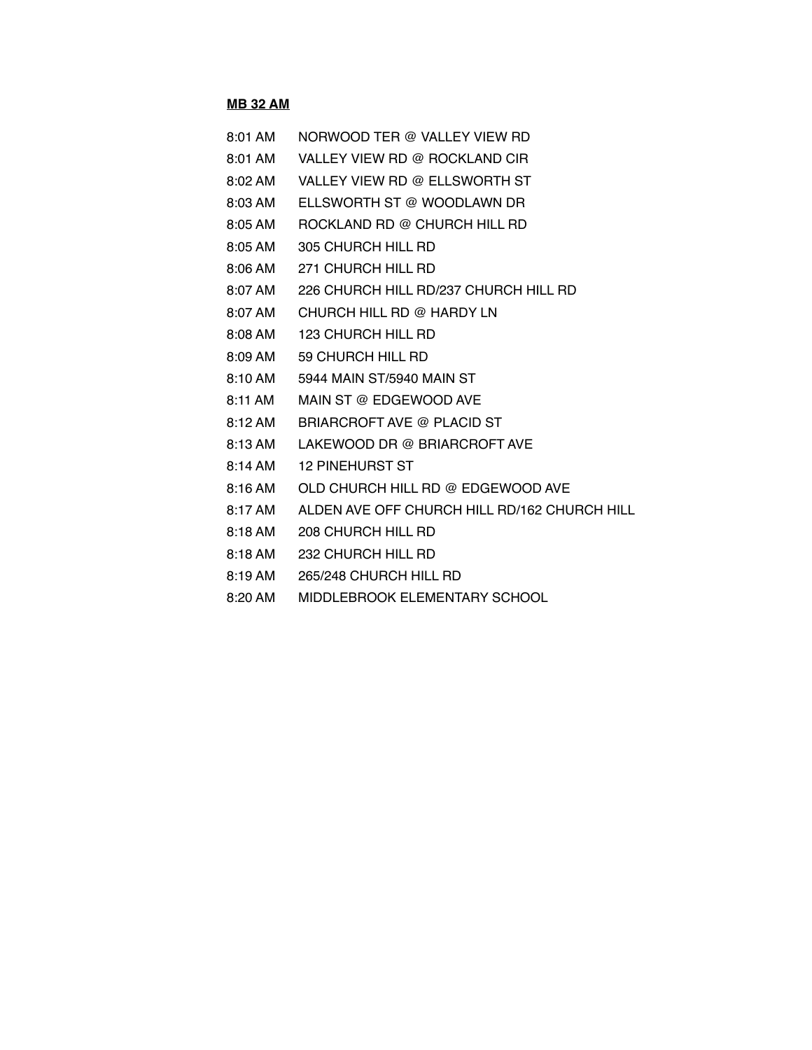**MB 32 AM**

8:01 AM NORWOOD TER @ VALLEY VIEW RD
8:01 AM VALLEY VIEW RD @ ROCKLAND CIR
8:02 AM VALLEY VIEW RD @ ELLSWORTH ST
8:03 AM ELLSWORTH ST @ WOODLAWN DR
8:05 AM ROCKLAND RD @ CHURCH HILL RD
8:05 AM 305 CHURCH HILL RD
8:06 AM 271 CHURCH HILL RD
8:07 AM 226 CHURCH HILL RD/237 CHURCH HILL RD
8:07 AM CHURCH HILL RD @ HARDY LN
8:08 AM 123 CHURCH HILL RD
8:09 AM 59 CHURCH HILL RD
8:10 AM 5944 MAIN ST/5940 MAIN ST
8:11 AM MAIN ST @ EDGEWOOD AVE
8:12 AM BRIARCROFT AVE @ PLACID ST
8:13 AM LAKEWOOD DR @ BRIARCROFT AVE
8:14 AM 12 PINEHURST ST
8:16 AM OLD CHURCH HILL RD @ EDGEWOOD AVE
8:17 AM ALDEN AVE OFF CHURCH HILL RD/162 CHURCH HILL
8:18 AM 208 CHURCH HILL RD
8:18 AM 232 CHURCH HILL RD
8:19 AM 265/248 CHURCH HILL RD
8:20 AM MIDDLEBROOK ELEMENTARY SCHOOL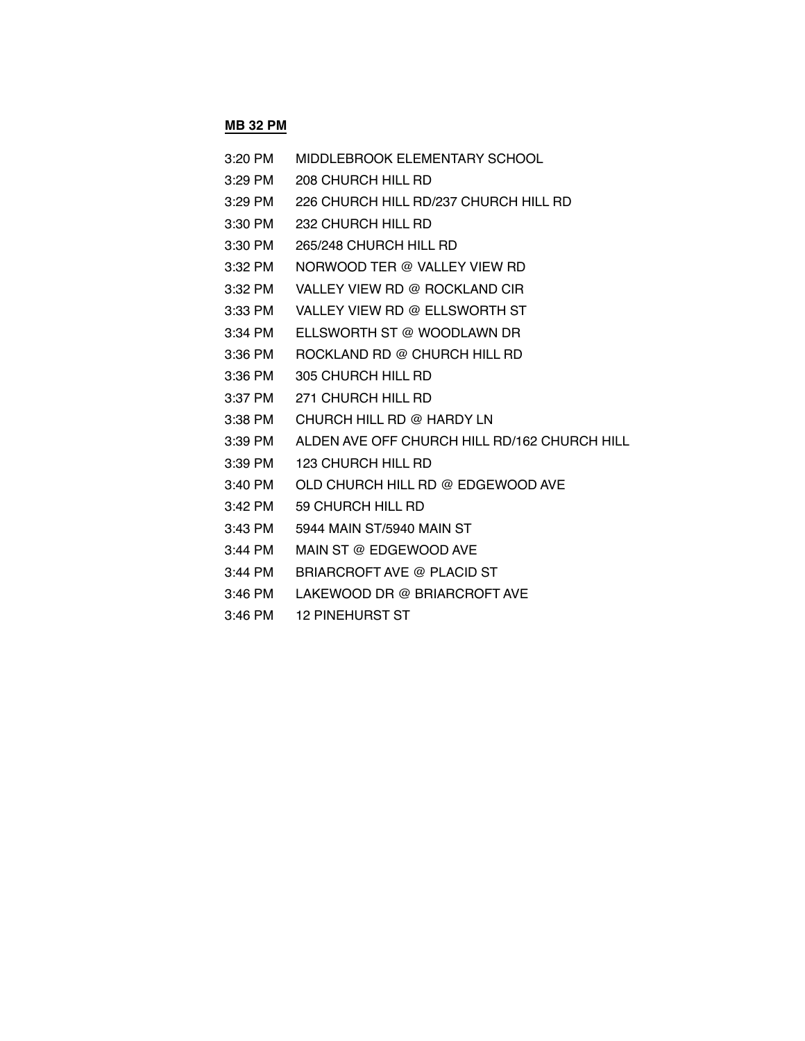**MB 32 PM**

| | |
|---|---|
| 3:20 PM | MIDDLEBROOK ELEMENTARY SCHOOL |
| 3:29 PM | 208 CHURCH HILL RD |
| 3:29 PM | 226 CHURCH HILL RD/237 CHURCH HILL RD |
| 3:30 PM | 232 CHURCH HILL RD |
| 3:30 PM | 265/248 CHURCH HILL RD |
| 3:32 PM | NORWOOD TER @ VALLEY VIEW RD |
| 3:32 PM | VALLEY VIEW RD @ ROCKLAND CIR |
| 3:33 PM | VALLEY VIEW RD @ ELLSWORTH ST |
| 3:34 PM | ELLSWORTH ST @ WOODLAWN DR |
| 3:36 PM | ROCKLAND RD @ CHURCH HILL RD |
| 3:36 PM | 305 CHURCH HILL RD |
| 3:37 PM | 271 CHURCH HILL RD |
| 3:38 PM | CHURCH HILL RD @ HARDY LN |
| 3:39 PM | ALDEN AVE OFF CHURCH HILL RD/162 CHURCH HILL |
| 3:39 PM | 123 CHURCH HILL RD |
| 3:40 PM | OLD CHURCH HILL RD @ EDGEWOOD AVE |
| 3:42 PM | 59 CHURCH HILL RD |
| 3:43 PM | 5944 MAIN ST/5940 MAIN ST |
| 3:44 PM | MAIN ST @ EDGEWOOD AVE |
| 3:44 PM | BRIARCROFT AVE @ PLACID ST |
| 3:46 PM | LAKEWOOD DR @ BRIARCROFT AVE |
| 3:46 PM | 12 PINEHURST ST |